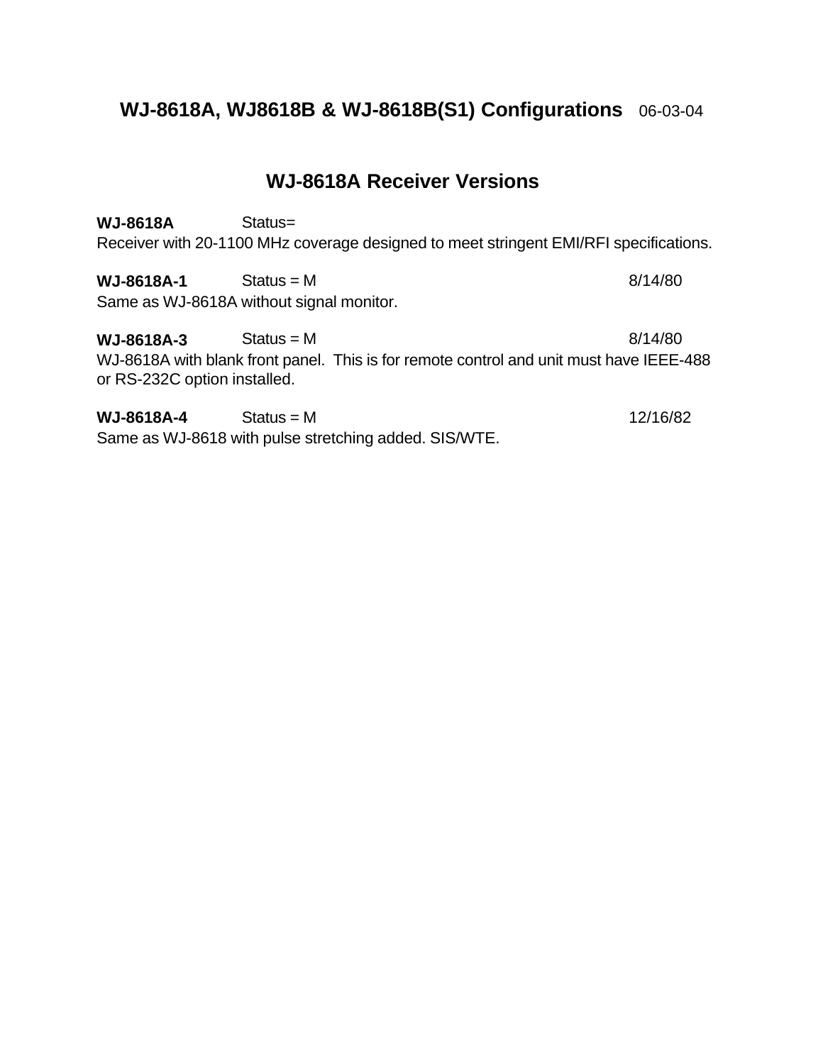# WJ-8618A, WJ8618B & WJ-8618B(S1) Configurations 06-03-04

## WJ-8618A Receiver Versions

**WJ-8618A** Status=

Receiver with 20-1100 MHz coverage designed to meet stringent EMI/RFI specifications.

**WJ-8618A-1** Status = M 8/14/80

Same as WJ-8618A without signal monitor.

**WJ-8618A-3** Status = M 8/14/80

WJ-8618A with blank front panel. This is for remote control and unit must have IEEE-488 or RS-232C option installed.

**WJ-8618A-4** Status = M 12/16/82

Same as WJ-8618 with pulse stretching added. SIS/WTE.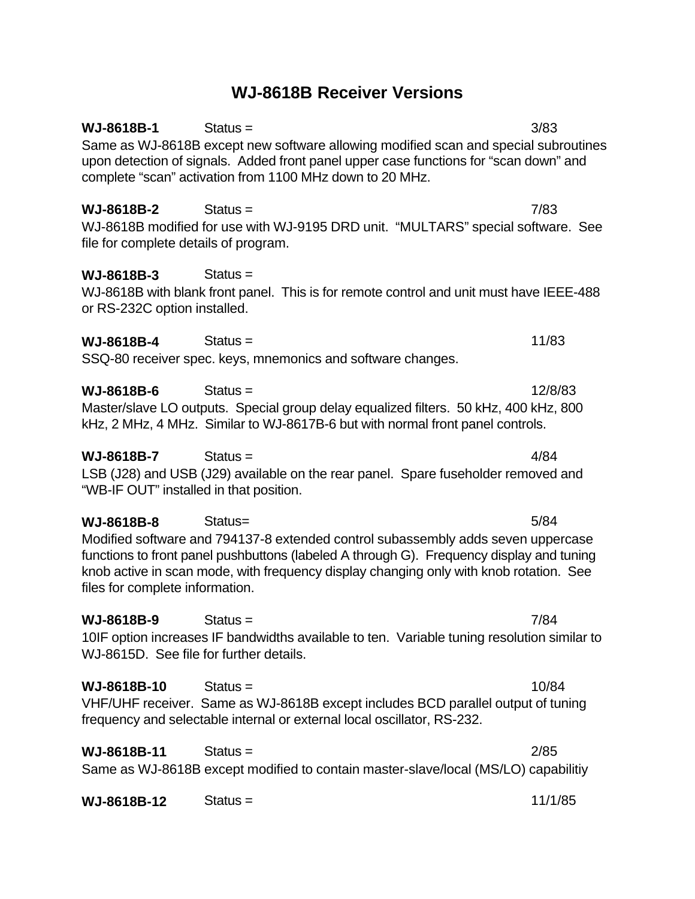# WJ-8618B Receiver Versions

**WJ-8618B-1** Status = 3/83

Same as WJ-8618B except new software allowing modified scan and special subroutines upon detection of signals. Added front panel upper case functions for “scan down” and complete “scan” activation from 1100 MHz down to 20 MHz.

**WJ-8618B-2** Status = 7/83

WJ-8618B modified for use with WJ-9195 DRD unit. “MULTARS” special software. See file for complete details of program.

**WJ-8618B-3** Status =

WJ-8618B with blank front panel. This is for remote control and unit must have IEEE-488 or RS-232C option installed.

**WJ-8618B-4** Status = 11/83

SSQ-80 receiver spec. keys, mnemonics and software changes.

**WJ-8618B-6** Status = 12/8/83

Master/slave LO outputs. Special group delay equalized filters. 50 kHz, 400 kHz, 800 kHz, 2 MHz, 4 MHz. Similar to WJ-8617B-6 but with normal front panel controls.

**WJ-8618B-7** Status = 4/84

LSB (J28) and USB (J29) available on the rear panel. Spare fuseholder removed and “WB-IF OUT” installed in that position.

**WJ-8618B-8** Status= 5/84

Modified software and 794137-8 extended control subassembly adds seven uppercase functions to front panel pushbuttons (labeled A through G). Frequency display and tuning knob active in scan mode, with frequency display changing only with knob rotation. See files for complete information.

**WJ-8618B-9** Status = 7/84

10IF option increases IF bandwidths available to ten. Variable tuning resolution similar to WJ-8615D. See file for further details.

**WJ-8618B-10** Status = 10/84

VHF/UHF receiver. Same as WJ-8618B except includes BCD parallel output of tuning frequency and selectable internal or external local oscillator, RS-232.

**WJ-8618B-11** Status = 2/85

Same as WJ-8618B except modified to contain master-slave/local (MS/LO) capabilitiy

**WJ-8618B-12** Status = 11/1/85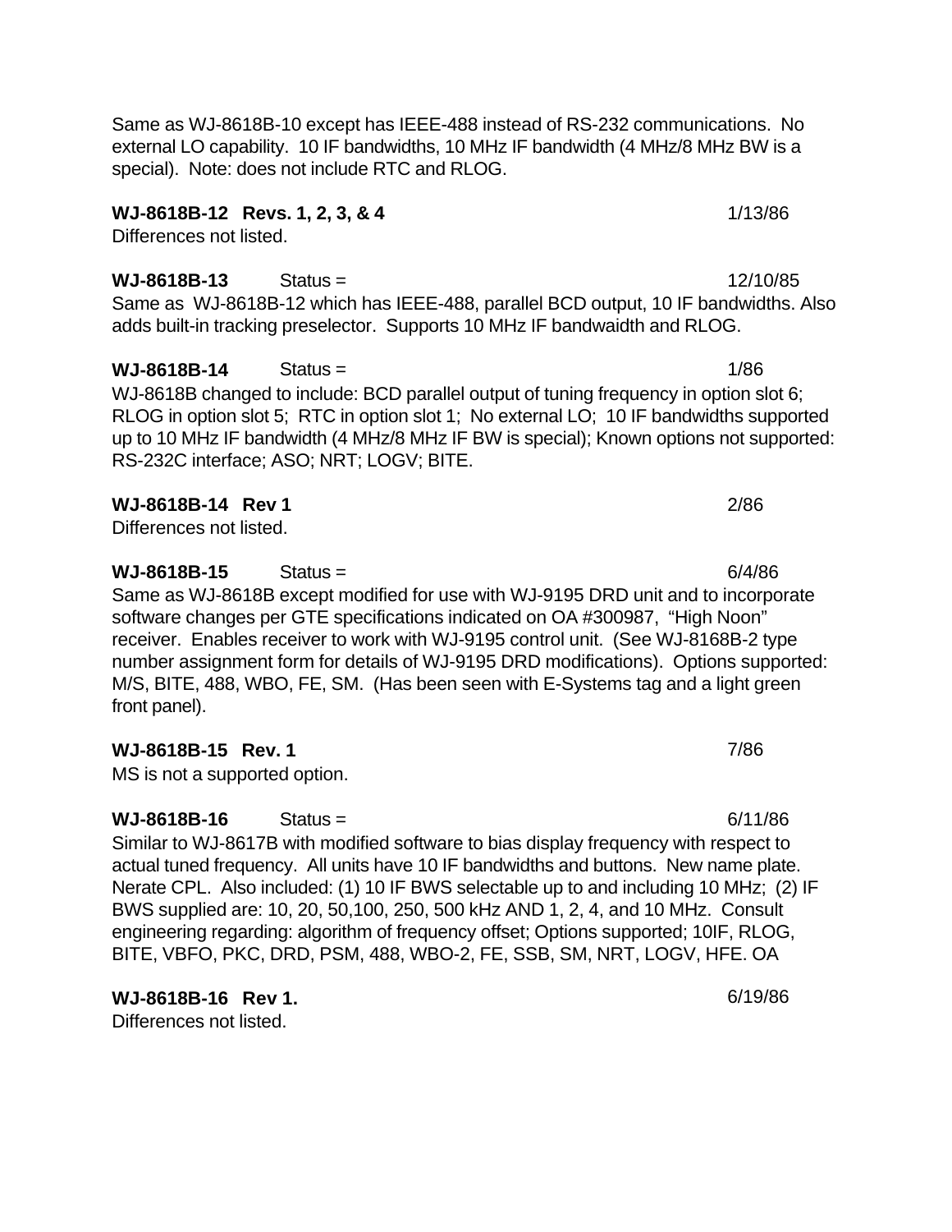Same as WJ-8618B-10 except has IEEE-488 instead of RS-232 communications. No external LO capability. 10 IF bandwidths, 10 MHz IF bandwidth (4 MHz/8 MHz BW is a special). Note: does not include RTC and RLOG.

**WJ-8618B-12 Revs. 1, 2, 3, & 4** 1/13/86

Differences not listed.

**WJ-8618B-13** Status = 12/10/85

Same as WJ-8618B-12 which has IEEE-488, parallel BCD output, 10 IF bandwidths. Also adds built-in tracking preselector. Supports 10 MHz IF bandwaidth and RLOG.

**WJ-8618B-14** Status = 1/86

WJ-8618B changed to include: BCD parallel output of tuning frequency in option slot 6; RLOG in option slot 5; RTC in option slot 1; No external LO; 10 IF bandwidths supported up to 10 MHz IF bandwidth (4 MHz/8 MHz IF BW is special); Known options not supported: RS-232C interface; ASO; NRT; LOGV; BITE.

**WJ-8618B-14 Rev 1** 2/86

Differences not listed.

**WJ-8618B-15** Status = 6/4/86

Same as WJ-8618B except modified for use with WJ-9195 DRD unit and to incorporate software changes per GTE specifications indicated on OA #300987, "High Noon" receiver. Enables receiver to work with WJ-9195 control unit. (See WJ-8168B-2 type number assignment form for details of WJ-9195 DRD modifications). Options supported: M/S, BITE, 488, WBO, FE, SM. (Has been seen with E-Systems tag and a light green front panel).

**WJ-8618B-15 Rev. 1** 7/86

MS is not a supported option.

**WJ-8618B-16** Status = 6/11/86

Similar to WJ-8617B with modified software to bias display frequency with respect to actual tuned frequency. All units have 10 IF bandwidths and buttons. New name plate. Nerate CPL. Also included: (1) 10 IF BWS selectable up to and including 10 MHz; (2) IF BWS supplied are: 10, 20, 50,100, 250, 500 kHz AND 1, 2, 4, and 10 MHz. Consult engineering regarding: algorithm of frequency offset; Options supported; 10IF, RLOG, BITE, VBFO, PKC, DRD, PSM, 488, WBO-2, FE, SSB, SM, NRT, LOGV, HFE. OA

**WJ-8618B-16 Rev 1.** 6/19/86

Differences not listed.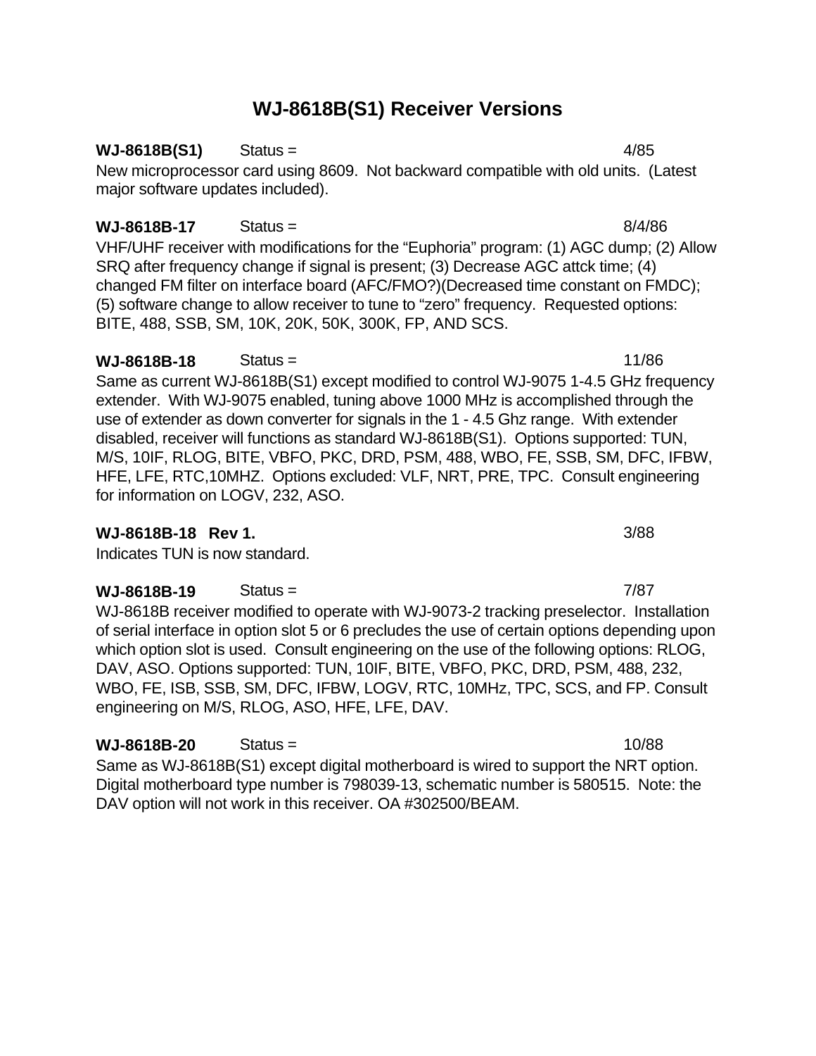# WJ-8618B(S1) Receiver Versions

**WJ-8618B(S1)** Status = 4/85

New microprocessor card using 8609. Not backward compatible with old units. (Latest major software updates included).

**WJ-8618B-17** Status = 8/4/86

VHF/UHF receiver with modifications for the "Euphoria" program: (1) AGC dump; (2) Allow SRQ after frequency change if signal is present; (3) Decrease AGC attck time; (4) changed FM filter on interface board (AFC/FMO?)(Decreased time constant on FMDC); (5) software change to allow receiver to tune to "zero" frequency. Requested options: BITE, 488, SSB, SM, 10K, 20K, 50K, 300K, FP, AND SCS.

**WJ-8618B-18** Status = 11/86

Same as current WJ-8618B(S1) except modified to control WJ-9075 1-4.5 GHz frequency extender. With WJ-9075 enabled, tuning above 1000 MHz is accomplished through the use of extender as down converter for signals in the 1 - 4.5 Ghz range. With extender disabled, receiver will functions as standard WJ-8618B(S1). Options supported: TUN, M/S, 10IF, RLOG, BITE, VBFO, PKC, DRD, PSM, 488, WBO, FE, SSB, SM, DFC, IFBW, HFE, LFE, RTC,10MHZ. Options excluded: VLF, NRT, PRE, TPC. Consult engineering for information on LOGV, 232, ASO.

**WJ-8618B-18 Rev 1.** 3/88

Indicates TUN is now standard.

**WJ-8618B-19** Status = 7/87

WJ-8618B receiver modified to operate with WJ-9073-2 tracking preselector. Installation of serial interface in option slot 5 or 6 precludes the use of certain options depending upon which option slot is used. Consult engineering on the use of the following options: RLOG, DAV, ASO. Options supported: TUN, 10IF, BITE, VBFO, PKC, DRD, PSM, 488, 232, WBO, FE, ISB, SSB, SM, DFC, IFBW, LOGV, RTC, 10MHz, TPC, SCS, and FP. Consult engineering on M/S, RLOG, ASO, HFE, LFE, DAV.

**WJ-8618B-20** Status = 10/88

Same as WJ-8618B(S1) except digital motherboard is wired to support the NRT option. Digital motherboard type number is 798039-13, schematic number is 580515. Note: the DAV option will not work in this receiver. OA #302500/BEAM.